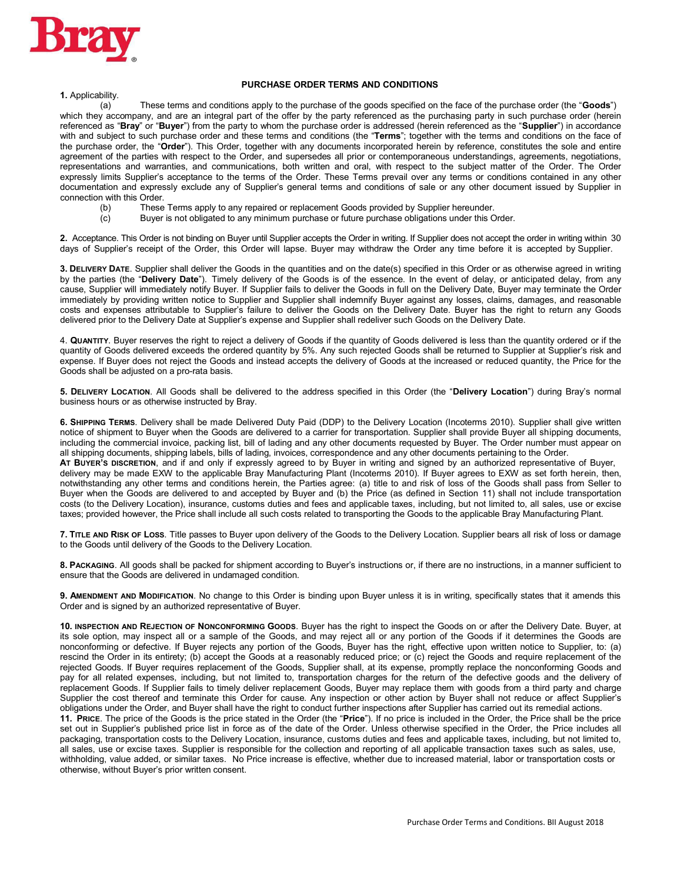## PURCHASE ORDER TERMS AND CONDITIONS

**1.** Applicability.

(a) These terms and conditions apply to the purchase of the goods specified on the face of the purchase order (the "**Goods**") which they accompany, and are an integral part of the offer by the party referenced as the purchasing party in such purchase order (herein referenced as "**Bray**" or "**Buyer**") from the party to whom the purchase order is addressed (herein referenced as the "**Supplier**") in accordance with and subject to such purchase order and these terms and conditions (the "**Terms**"; together with the terms and conditions on the face of the purchase order, the "**Order**"). This Order, together with any documents incorporated herein by reference, constitutes the sole and entire agreement of the parties with respect to the Order, and supersedes all prior or contemporaneous understandings, agreements, negotiations, representations and warranties, and communications, both written and oral, with respect to the subject matter of the Order. The Order expressly limits Supplier's acceptance to the terms of the Order. These Terms prevail over any terms or conditions contained in any other documentation and expressly exclude any of Supplier's general terms and conditions of sale or any other document issued by Supplier in connection with this Order.

(b) These Terms apply to any repaired or replacement Goods provided by Supplier hereunder.

(c) Buyer is not obligated to any minimum purchase or future purchase obligations under this Order.

**2.** Acceptance. This Order is not binding on Buyer until Supplier accepts the Order in writing. If Supplier does not accept the order in writing within 30 days of Supplier's receipt of the Order, this Order will lapse. Buyer may withdraw the Order any time before it is accepted by Supplier.

**3. Delivery Date**. Supplier shall deliver the Goods in the quantities and on the date(s) specified in this Order or as otherwise agreed in writing by the parties (the "**Delivery Date**"). Timely delivery of the Goods is of the essence. In the event of delay, or anticipated delay, from any cause, Supplier will immediately notify Buyer. If Supplier fails to deliver the Goods in full on the Delivery Date, Buyer may terminate the Order immediately by providing written notice to Supplier and Supplier shall indemnify Buyer against any losses, claims, damages, and reasonable costs and expenses attributable to Supplier's failure to deliver the Goods on the Delivery Date. Buyer has the right to return any Goods delivered prior to the Delivery Date at Supplier's expense and Supplier shall redeliver such Goods on the Delivery Date.

4. **Quantity**. Buyer reserves the right to reject a delivery of Goods if the quantity of Goods delivered is less than the quantity ordered or if the quantity of Goods delivered exceeds the ordered quantity by 5%. Any such rejected Goods shall be returned to Supplier at Supplier's risk and expense. If Buyer does not reject the Goods and instead accepts the delivery of Goods at the increased or reduced quantity, the Price for the Goods shall be adjusted on a pro-rata basis.

**5. Delivery Location**. All Goods shall be delivered to the address specified in this Order (the "**Delivery Location**") during Bray's normal business hours or as otherwise instructed by Bray.

**6. Shipping Terms**. Delivery shall be made Delivered Duty Paid (DDP) to the Delivery Location (Incoterms 2010). Supplier shall give written notice of shipment to Buyer when the Goods are delivered to a carrier for transportation. Supplier shall provide Buyer all shipping documents, including the commercial invoice, packing list, bill of lading and any other documents requested by Buyer. The Order number must appear on all shipping documents, shipping labels, bills of lading, invoices, correspondence and any other documents pertaining to the Order.

**At Buyer's discretion**, and if and only if expressly agreed to by Buyer in writing and signed by an authorized representative of Buyer, delivery may be made EXW to the applicable Bray Manufacturing Plant (Incoterms 2010). If Buyer agrees to EXW as set forth herein, then, notwithstanding any other terms and conditions herein, the Parties agree: (a) title to and risk of loss of the Goods shall pass from Seller to Buyer when the Goods are delivered to and accepted by Buyer and (b) the Price (as defined in Section 11) shall not include transportation costs (to the Delivery Location), insurance, customs duties and fees and applicable taxes, including, but not limited to, all sales, use or excise taxes; provided however, the Price shall include all such costs related to transporting the Goods to the applicable Bray Manufacturing Plant.

**7. Title and Risk of Loss**. Title passes to Buyer upon delivery of the Goods to the Delivery Location. Supplier bears all risk of loss or damage to the Goods until delivery of the Goods to the Delivery Location.

**8. Packaging**. All goods shall be packed for shipment according to Buyer's instructions or, if there are no instructions, in a manner sufficient to ensure that the Goods are delivered in undamaged condition.

**9. Amendment and Modification**. No change to this Order is binding upon Buyer unless it is in writing, specifically states that it amends this Order and is signed by an authorized representative of Buyer.

**10. Inspection and Rejection of Nonconforming Goods**. Buyer has the right to inspect the Goods on or after the Delivery Date. Buyer, at its sole option, may inspect all or a sample of the Goods, and may reject all or any portion of the Goods if it determines the Goods are nonconforming or defective. If Buyer rejects any portion of the Goods, Buyer has the right, effective upon written notice to Supplier, to: (a) rescind the Order in its entirety; (b) accept the Goods at a reasonably reduced price; or (c) reject the Goods and require replacement of the rejected Goods. If Buyer requires replacement of the Goods, Supplier shall, at its expense, promptly replace the nonconforming Goods and pay for all related expenses, including, but not limited to, transportation charges for the return of the defective goods and the delivery of replacement Goods. If Supplier fails to timely deliver replacement Goods, Buyer may replace them with goods from a third party and charge Supplier the cost thereof and terminate this Order for cause. Any inspection or other action by Buyer shall not reduce or affect Supplier's obligations under the Order, and Buyer shall have the right to conduct further inspections after Supplier has carried out its remedial actions.

**11. Price**. The price of the Goods is the price stated in the Order (the "**Price**"). If no price is included in the Order, the Price shall be the price set out in Supplier's published price list in force as of the date of the Order. Unless otherwise specified in the Order, the Price includes all packaging, transportation costs to the Delivery Location, insurance, customs duties and fees and applicable taxes, including, but not limited to, all sales, use or excise taxes. Supplier is responsible for the collection and reporting of all applicable transaction taxes such as sales, use, withholding, value added, or similar taxes. No Price increase is effective, whether due to increased material, labor or transportation costs or otherwise, without Buyer's prior written consent.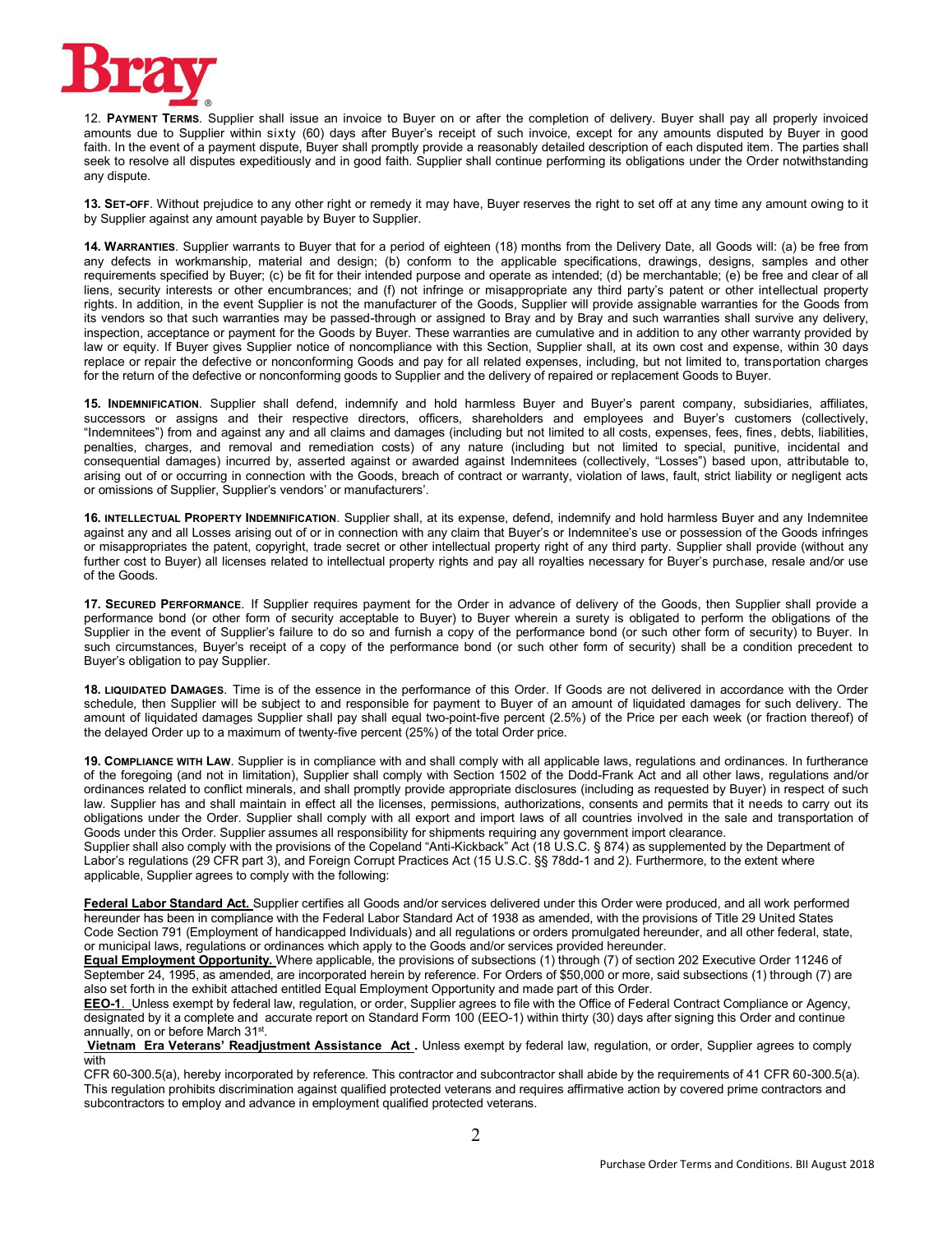12. **PAYMENT TERMS**. Supplier shall issue an invoice to Buyer on or after the completion of delivery. Buyer shall pay all properly invoiced amounts due to Supplier within sixty (60) days after Buyer's receipt of such invoice, except for any amounts disputed by Buyer in good faith. In the event of a payment dispute, Buyer shall promptly provide a reasonably detailed description of each disputed item. The parties shall seek to resolve all disputes expeditiously and in good faith. Supplier shall continue performing its obligations under the Order notwithstanding any dispute.

**13. SET-OFF**. Without prejudice to any other right or remedy it may have, Buyer reserves the right to set off at any time any amount owing to it by Supplier against any amount payable by Buyer to Supplier.

**14. WARRANTIES**. Supplier warrants to Buyer that for a period of eighteen (18) months from the Delivery Date, all Goods will: (a) be free from any defects in workmanship, material and design; (b) conform to the applicable specifications, drawings, designs, samples and other requirements specified by Buyer; (c) be fit for their intended purpose and operate as intended; (d) be merchantable; (e) be free and clear of all liens, security interests or other encumbrances; and (f) not infringe or misappropriate any third party's patent or other intellectual property rights. In addition, in the event Supplier is not the manufacturer of the Goods, Supplier will provide assignable warranties for the Goods from its vendors so that such warranties may be passed-through or assigned to Bray and by Bray and such warranties shall survive any delivery, inspection, acceptance or payment for the Goods by Buyer. These warranties are cumulative and in addition to any other warranty provided by law or equity. If Buyer gives Supplier notice of noncompliance with this Section, Supplier shall, at its own cost and expense, within 30 days replace or repair the defective or nonconforming Goods and pay for all related expenses, including, but not limited to, transportation charges for the return of the defective or nonconforming goods to Supplier and the delivery of repaired or replacement Goods to Buyer.

**15. INDEMNIFICATION**. Supplier shall defend, indemnify and hold harmless Buyer and Buyer's parent company, subsidiaries, affiliates, successors or assigns and their respective directors, officers, shareholders and employees and Buyer's customers (collectively, "Indemnitees") from and against any and all claims and damages (including but not limited to all costs, expenses, fees, fines, debts, liabilities, penalties, charges, and removal and remediation costs) of any nature (including but not limited to special, punitive, incidental and consequential damages) incurred by, asserted against or awarded against Indemnitees (collectively, "Losses") based upon, attributable to, arising out of or occurring in connection with the Goods, breach of contract or warranty, violation of laws, fault, strict liability or negligent acts or omissions of Supplier, Supplier's vendors' or manufacturers'.

**16. INTELLECTUAL PROPERTY INDEMNIFICATION**. Supplier shall, at its expense, defend, indemnify and hold harmless Buyer and any Indemnitee against any and all Losses arising out of or in connection with any claim that Buyer's or Indemnitee's use or possession of the Goods infringes or misappropriates the patent, copyright, trade secret or other intellectual property right of any third party. Supplier shall provide (without any further cost to Buyer) all licenses related to intellectual property rights and pay all royalties necessary for Buyer's purchase, resale and/or use of the Goods.

**17. SECURED PERFORMANCE**. If Supplier requires payment for the Order in advance of delivery of the Goods, then Supplier shall provide a performance bond (or other form of security acceptable to Buyer) to Buyer wherein a surety is obligated to perform the obligations of the Supplier in the event of Supplier's failure to do so and furnish a copy of the performance bond (or such other form of security) to Buyer. In such circumstances, Buyer's receipt of a copy of the performance bond (or such other form of security) shall be a condition precedent to Buyer's obligation to pay Supplier.

**18. LIQUIDATED DAMAGES**. Time is of the essence in the performance of this Order. If Goods are not delivered in accordance with the Order schedule, then Supplier will be subject to and responsible for payment to Buyer of an amount of liquidated damages for such delivery. The amount of liquidated damages Supplier shall pay shall equal two-point-five percent (2.5%) of the Price per each week (or fraction thereof) of the delayed Order up to a maximum of twenty-five percent (25%) of the total Order price.

**19. COMPLIANCE WITH LAW**. Supplier is in compliance with and shall comply with all applicable laws, regulations and ordinances. In furtherance of the foregoing (and not in limitation), Supplier shall comply with Section 1502 of the Dodd-Frank Act and all other laws, regulations and/or ordinances related to conflict minerals, and shall promptly provide appropriate disclosures (including as requested by Buyer) in respect of such law. Supplier has and shall maintain in effect all the licenses, permissions, authorizations, consents and permits that it needs to carry out its obligations under the Order. Supplier shall comply with all export and import laws of all countries involved in the sale and transportation of Goods under this Order. Supplier assumes all responsibility for shipments requiring any government import clearance.
Supplier shall also comply with the provisions of the Copeland "Anti-Kickback" Act (18 U.S.C. § 874) as supplemented by the Department of Labor's regulations (29 CFR part 3), and Foreign Corrupt Practices Act (15 U.S.C. §§ 78dd-1 and 2). Furthermore, to the extent where applicable, Supplier agrees to comply with the following:

**Federal Labor Standard Act.** Supplier certifies all Goods and/or services delivered under this Order were produced, and all work performed hereunder has been in compliance with the Federal Labor Standard Act of 1938 as amended, with the provisions of Title 29 United States Code Section 791 (Employment of handicapped Individuals) and all regulations or orders promulgated hereunder, and all other federal, state, or municipal laws, regulations or ordinances which apply to the Goods and/or services provided hereunder.
**Equal Employment Opportunity.** Where applicable, the provisions of subsections (1) through (7) of section 202 Executive Order 11246 of September 24, 1995, as amended, are incorporated herein by reference. For Orders of $50,000 or more, said subsections (1) through (7) are also set forth in the exhibit attached entitled Equal Employment Opportunity and made part of this Order.
**EEO-1.** Unless exempt by federal law, regulation, or order, Supplier agrees to file with the Office of Federal Contract Compliance or Agency, designated by it a complete and accurate report on Standard Form 100 (EEO-1) within thirty (30) days after signing this Order and continue annually, on or before March 31st.
**Vietnam Era Veterans' Readjustment Assistance Act.** Unless exempt by federal law, regulation, or order, Supplier agrees to comply with
CFR 60-300.5(a), hereby incorporated by reference. This contractor and subcontractor shall abide by the requirements of 41 CFR 60-300.5(a). This regulation prohibits discrimination against qualified protected veterans and requires affirmative action by covered prime contractors and subcontractors to employ and advance in employment qualified protected veterans.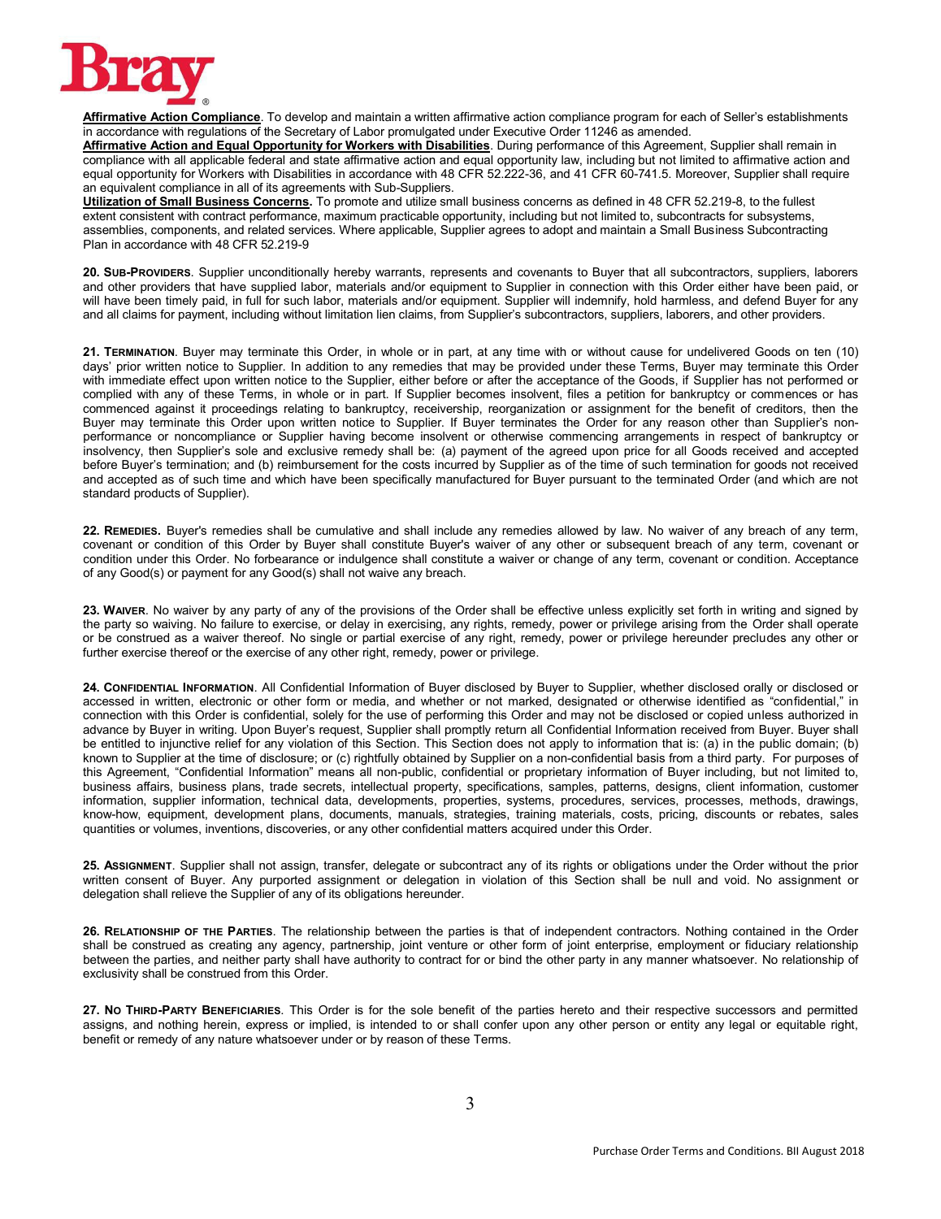**Affirmative Action Compliance**. To develop and maintain a written affirmative action compliance program for each of Seller's establishments in accordance with regulations of the Secretary of Labor promulgated under Executive Order 11246 as amended.

**Affirmative Action and Equal Opportunity for Workers with Disabilities**. During performance of this Agreement, Supplier shall remain in compliance with all applicable federal and state affirmative action and equal opportunity law, including but not limited to affirmative action and equal opportunity for Workers with Disabilities in accordance with 48 CFR 52.222-36, and 41 CFR 60-741.5. Moreover, Supplier shall require an equivalent compliance in all of its agreements with Sub-Suppliers.

**Utilization of Small Business Concerns.** To promote and utilize small business concerns as defined in 48 CFR 52.219-8, to the fullest extent consistent with contract performance, maximum practicable opportunity, including but not limited to, subcontracts for subsystems, assemblies, components, and related services. Where applicable, Supplier agrees to adopt and maintain a Small Business Subcontracting Plan in accordance with 48 CFR 52.219-9

**20. Sub-Providers**. Supplier unconditionally hereby warrants, represents and covenants to Buyer that all subcontractors, suppliers, laborers and other providers that have supplied labor, materials and/or equipment to Supplier in connection with this Order either have been paid, or will have been timely paid, in full for such labor, materials and/or equipment. Supplier will indemnify, hold harmless, and defend Buyer for any and all claims for payment, including without limitation lien claims, from Supplier's subcontractors, suppliers, laborers, and other providers.

**21. Termination**. Buyer may terminate this Order, in whole or in part, at any time with or without cause for undelivered Goods on ten (10) days' prior written notice to Supplier. In addition to any remedies that may be provided under these Terms, Buyer may terminate this Order with immediate effect upon written notice to the Supplier, either before or after the acceptance of the Goods, if Supplier has not performed or complied with any of these Terms, in whole or in part. If Supplier becomes insolvent, files a petition for bankruptcy or commences or has commenced against it proceedings relating to bankruptcy, receivership, reorganization or assignment for the benefit of creditors, then the Buyer may terminate this Order upon written notice to Supplier. If Buyer terminates the Order for any reason other than Supplier's non-performance or noncompliance or Supplier having become insolvent or otherwise commencing arrangements in respect of bankruptcy or insolvency, then Supplier's sole and exclusive remedy shall be: (a) payment of the agreed upon price for all Goods received and accepted before Buyer's termination; and (b) reimbursement for the costs incurred by Supplier as of the time of such termination for goods not received and accepted as of such time and which have been specifically manufactured for Buyer pursuant to the terminated Order (and which are not standard products of Supplier).

**22. Remedies.** Buyer's remedies shall be cumulative and shall include any remedies allowed by law. No waiver of any breach of any term, covenant or condition of this Order by Buyer shall constitute Buyer's waiver of any other or subsequent breach of any term, covenant or condition under this Order. No forbearance or indulgence shall constitute a waiver or change of any term, covenant or condition. Acceptance of any Good(s) or payment for any Good(s) shall not waive any breach.

**23. Waiver**. No waiver by any party of any of the provisions of the Order shall be effective unless explicitly set forth in writing and signed by the party so waiving. No failure to exercise, or delay in exercising, any rights, remedy, power or privilege arising from the Order shall operate or be construed as a waiver thereof. No single or partial exercise of any right, remedy, power or privilege hereunder precludes any other or further exercise thereof or the exercise of any other right, remedy, power or privilege.

**24. Confidential Information**. All Confidential Information of Buyer disclosed by Buyer to Supplier, whether disclosed orally or disclosed or accessed in written, electronic or other form or media, and whether or not marked, designated or otherwise identified as "confidential," in connection with this Order is confidential, solely for the use of performing this Order and may not be disclosed or copied unless authorized in advance by Buyer in writing. Upon Buyer's request, Supplier shall promptly return all Confidential Information received from Buyer. Buyer shall be entitled to injunctive relief for any violation of this Section. This Section does not apply to information that is: (a) in the public domain; (b) known to Supplier at the time of disclosure; or (c) rightfully obtained by Supplier on a non-confidential basis from a third party. For purposes of this Agreement, "Confidential Information" means all non-public, confidential or proprietary information of Buyer including, but not limited to, business affairs, business plans, trade secrets, intellectual property, specifications, samples, patterns, designs, client information, customer information, supplier information, technical data, developments, properties, systems, procedures, services, processes, methods, drawings, know-how, equipment, development plans, documents, manuals, strategies, training materials, costs, pricing, discounts or rebates, sales quantities or volumes, inventions, discoveries, or any other confidential matters acquired under this Order.

**25. Assignment**. Supplier shall not assign, transfer, delegate or subcontract any of its rights or obligations under the Order without the prior written consent of Buyer. Any purported assignment or delegation in violation of this Section shall be null and void. No assignment or delegation shall relieve the Supplier of any of its obligations hereunder.

**26. Relationship of the Parties**. The relationship between the parties is that of independent contractors. Nothing contained in the Order shall be construed as creating any agency, partnership, joint venture or other form of joint enterprise, employment or fiduciary relationship between the parties, and neither party shall have authority to contract for or bind the other party in any manner whatsoever. No relationship of exclusivity shall be construed from this Order.

**27. No Third-Party Beneficiaries**. This Order is for the sole benefit of the parties hereto and their respective successors and permitted assigns, and nothing herein, express or implied, is intended to or shall confer upon any other person or entity any legal or equitable right, benefit or remedy of any nature whatsoever under or by reason of these Terms.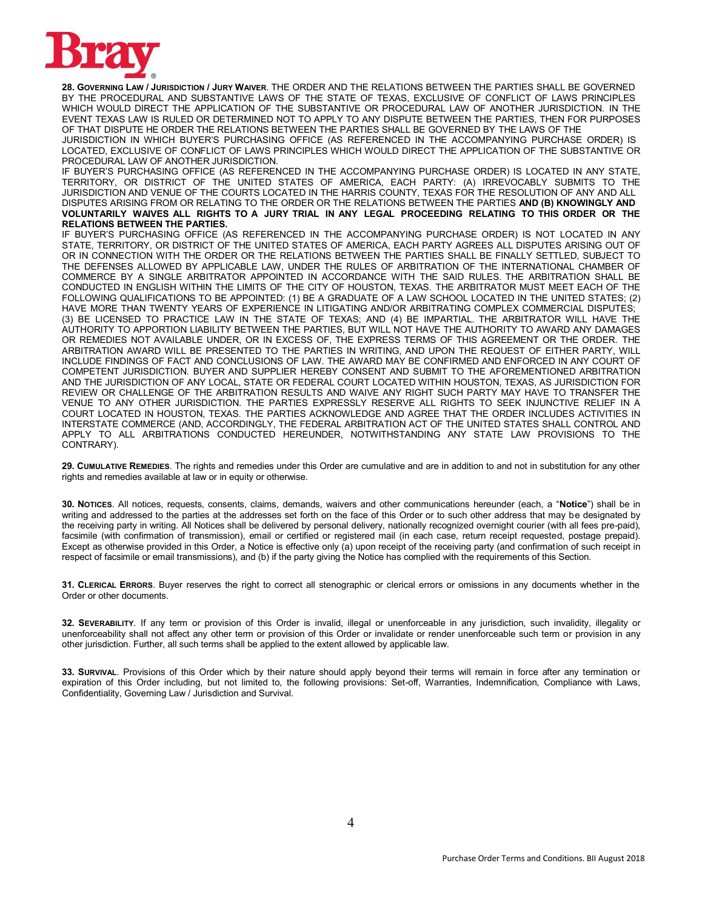**28. GOVERNING LAW / JURISDICTION / JURY WAIVER**. THE ORDER AND THE RELATIONS BETWEEN THE PARTIES SHALL BE GOVERNED BY THE PROCEDURAL AND SUBSTANTIVE LAWS OF THE STATE OF TEXAS, EXCLUSIVE OF CONFLICT OF LAWS PRINCIPLES WHICH WOULD DIRECT THE APPLICATION OF THE SUBSTANTIVE OR PROCEDURAL LAW OF ANOTHER JURISDICTION. IN THE EVENT TEXAS LAW IS RULED OR DETERMINED NOT TO APPLY TO ANY DISPUTE BETWEEN THE PARTIES, THEN FOR PURPOSES OF THAT DISPUTE HE ORDER THE RELATIONS BETWEEN THE PARTIES SHALL BE GOVERNED BY THE LAWS OF THE JURISDICTION IN WHICH BUYER'S PURCHASING OFFICE (AS REFERENCED IN THE ACCOMPANYING PURCHASE ORDER) IS LOCATED, EXCLUSIVE OF CONFLICT OF LAWS PRINCIPLES WHICH WOULD DIRECT THE APPLICATION OF THE SUBSTANTIVE OR PROCEDURAL LAW OF ANOTHER JURISDICTION.

IF BUYER'S PURCHASING OFFICE (AS REFERENCED IN THE ACCOMPANYING PURCHASE ORDER) IS LOCATED IN ANY STATE, TERRITORY, OR DISTRICT OF THE UNITED STATES OF AMERICA, EACH PARTY: (A) IRREVOCABLY SUBMITS TO THE JURISDICTION AND VENUE OF THE COURTS LOCATED IN THE HARRIS COUNTY, TEXAS FOR THE RESOLUTION OF ANY AND ALL DISPUTES ARISING FROM OR RELATING TO THE ORDER OR THE RELATIONS BETWEEN THE PARTIES **AND (B) KNOWINGLY AND VOLUNTARILY WAIVES ALL RIGHTS TO A JURY TRIAL IN ANY LEGAL PROCEEDING RELATING TO THIS ORDER OR THE RELATIONS BETWEEN THE PARTIES.**

IF BUYER'S PURCHASING OFFICE (AS REFERENCED IN THE ACCOMPANYING PURCHASE ORDER) IS NOT LOCATED IN ANY STATE, TERRITORY, OR DISTRICT OF THE UNITED STATES OF AMERICA, EACH PARTY AGREES ALL DISPUTES ARISING OUT OF OR IN CONNECTION WITH THE ORDER OR THE RELATIONS BETWEEN THE PARTIES SHALL BE FINALLY SETTLED, SUBJECT TO THE DEFENSES ALLOWED BY APPLICABLE LAW, UNDER THE RULES OF ARBITRATION OF THE INTERNATIONAL CHAMBER OF COMMERCE BY A SINGLE ARBITRATOR APPOINTED IN ACCORDANCE WITH THE SAID RULES. THE ARBITRATION SHALL BE CONDUCTED IN ENGLISH WITHIN THE LIMITS OF THE CITY OF HOUSTON, TEXAS. THE ARBITRATOR MUST MEET EACH OF THE FOLLOWING QUALIFICATIONS TO BE APPOINTED: (1) BE A GRADUATE OF A LAW SCHOOL LOCATED IN THE UNITED STATES; (2) HAVE MORE THAN TWENTY YEARS OF EXPERIENCE IN LITIGATING AND/OR ARBITRATING COMPLEX COMMERCIAL DISPUTES; (3) BE LICENSED TO PRACTICE LAW IN THE STATE OF TEXAS; AND (4) BE IMPARTIAL. THE ARBITRATOR WILL HAVE THE AUTHORITY TO APPORTION LIABILITY BETWEEN THE PARTIES, BUT WILL NOT HAVE THE AUTHORITY TO AWARD ANY DAMAGES OR REMEDIES NOT AVAILABLE UNDER, OR IN EXCESS OF, THE EXPRESS TERMS OF THIS AGREEMENT OR THE ORDER. THE ARBITRATION AWARD WILL BE PRESENTED TO THE PARTIES IN WRITING, AND UPON THE REQUEST OF EITHER PARTY, WILL INCLUDE FINDINGS OF FACT AND CONCLUSIONS OF LAW. THE AWARD MAY BE CONFIRMED AND ENFORCED IN ANY COURT OF COMPETENT JURISDICTION. BUYER AND SUPPLIER HEREBY CONSENT AND SUBMIT TO THE AFOREMENTIONED ARBITRATION AND THE JURISDICTION OF ANY LOCAL, STATE OR FEDERAL COURT LOCATED WITHIN HOUSTON, TEXAS, AS JURISDICTION FOR REVIEW OR CHALLENGE OF THE ARBITRATION RESULTS AND WAIVE ANY RIGHT SUCH PARTY MAY HAVE TO TRANSFER THE VENUE TO ANY OTHER JURISDICTION. THE PARTIES EXPRESSLY RESERVE ALL RIGHTS TO SEEK INJUNCTIVE RELIEF IN A COURT LOCATED IN HOUSTON, TEXAS. THE PARTIES ACKNOWLEDGE AND AGREE THAT THE ORDER INCLUDES ACTIVITIES IN INTERSTATE COMMERCE (AND, ACCORDINGLY, THE FEDERAL ARBITRATION ACT OF THE UNITED STATES SHALL CONTROL AND APPLY TO ALL ARBITRATIONS CONDUCTED HEREUNDER, NOTWITHSTANDING ANY STATE LAW PROVISIONS TO THE CONTRARY).

**29. CUMULATIVE REMEDIES**. The rights and remedies under this Order are cumulative and are in addition to and not in substitution for any other rights and remedies available at law or in equity or otherwise.

**30. NOTICES**. All notices, requests, consents, claims, demands, waivers and other communications hereunder (each, a "**Notice**") shall be in writing and addressed to the parties at the addresses set forth on the face of this Order or to such other address that may be designated by the receiving party in writing. All Notices shall be delivered by personal delivery, nationally recognized overnight courier (with all fees pre-paid), facsimile (with confirmation of transmission), email or certified or registered mail (in each case, return receipt requested, postage prepaid). Except as otherwise provided in this Order, a Notice is effective only (a) upon receipt of the receiving party (and confirmation of such receipt in respect of facsimile or email transmissions), and (b) if the party giving the Notice has complied with the requirements of this Section.

**31. CLERICAL ERRORS**. Buyer reserves the right to correct all stenographic or clerical errors or omissions in any documents whether in the Order or other documents.

**32. SEVERABILITY**. If any term or provision of this Order is invalid, illegal or unenforceable in any jurisdiction, such invalidity, illegality or unenforceability shall not affect any other term or provision of this Order or invalidate or render unenforceable such term or provision in any other jurisdiction. Further, all such terms shall be applied to the extent allowed by applicable law.

**33. SURVIVAL**. Provisions of this Order which by their nature should apply beyond their terms will remain in force after any termination or expiration of this Order including, but not limited to, the following provisions: Set-off, Warranties, Indemnification, Compliance with Laws, Confidentiality, Governing Law / Jurisdiction and Survival.